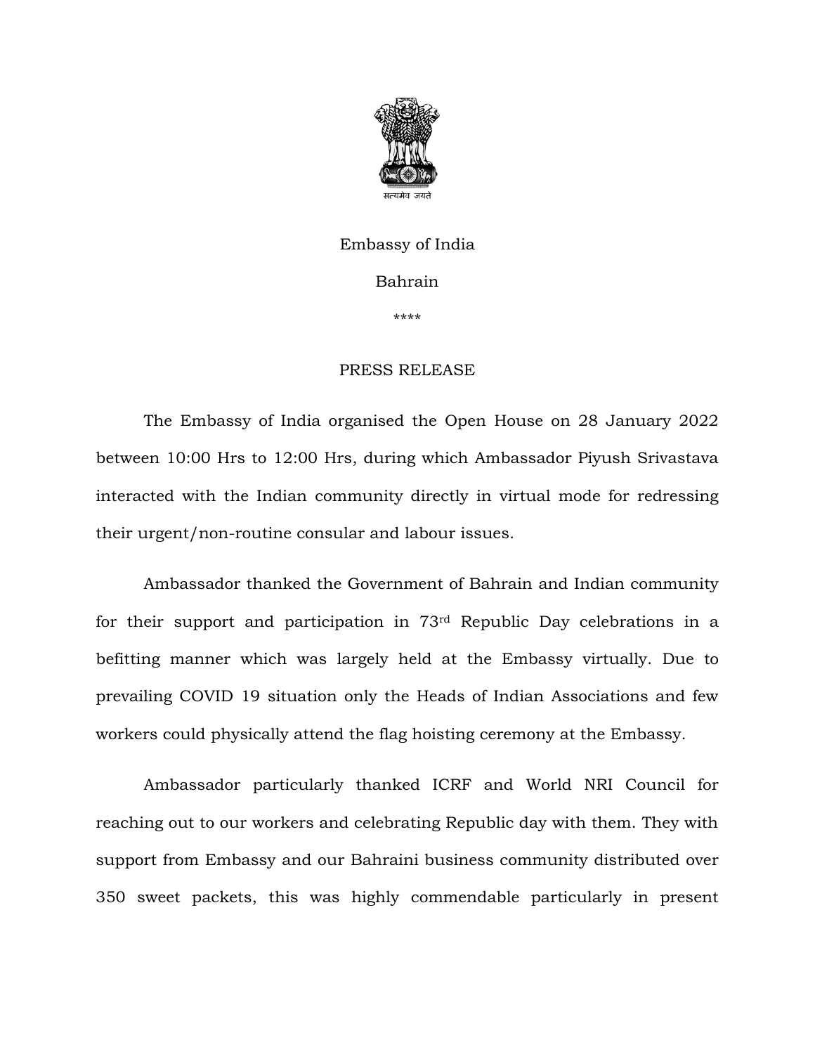सत्यमेव जयते

Embassy of India

Bahrain

\*\*\*\*

PRESS RELEASE

The Embassy of India organised the Open House on 28 January 2022 between 10:00 Hrs to 12:00 Hrs, during which Ambassador Piyush Srivastava interacted with the Indian community directly in virtual mode for redressing their urgent/non-routine consular and labour issues.

Ambassador thanked the Government of Bahrain and Indian community for their support and participation in 73rd Republic Day celebrations in a befitting manner which was largely held at the Embassy virtually. Due to prevailing COVID 19 situation only the Heads of Indian Associations and few workers could physically attend the flag hoisting ceremony at the Embassy.

Ambassador particularly thanked ICRF and World NRI Council for reaching out to our workers and celebrating Republic day with them. They with support from Embassy and our Bahraini business community distributed over 350 sweet packets, this was highly commendable particularly in present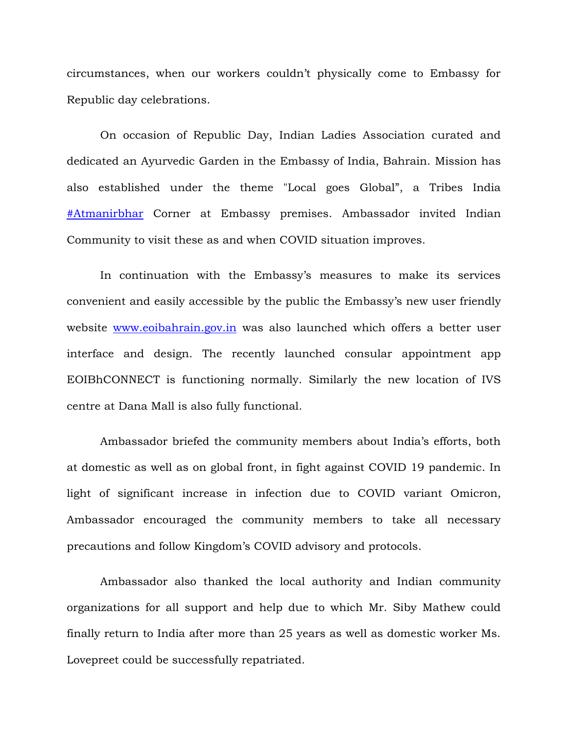circumstances, when our workers couldn't physically come to Embassy for Republic day celebrations.

On occasion of Republic Day, Indian Ladies Association curated and dedicated an Ayurvedic Garden in the Embassy of India, Bahrain. Mission has also established under the theme "Local goes Global", a Tribes India #Atmanirbhar Corner at Embassy premises. Ambassador invited Indian Community to visit these as and when COVID situation improves.

In continuation with the Embassy's measures to make its services convenient and easily accessible by the public the Embassy's new user friendly website www.eoibahrain.gov.in was also launched which offers a better user interface and design. The recently launched consular appointment app EOIBhCONNECT is functioning normally. Similarly the new location of IVS centre at Dana Mall is also fully functional.

Ambassador briefed the community members about India's efforts, both at domestic as well as on global front, in fight against COVID 19 pandemic. In light of significant increase in infection due to COVID variant Omicron, Ambassador encouraged the community members to take all necessary precautions and follow Kingdom's COVID advisory and protocols.

Ambassador also thanked the local authority and Indian community organizations for all support and help due to which Mr. Siby Mathew could finally return to India after more than 25 years as well as domestic worker Ms. Lovepreet could be successfully repatriated.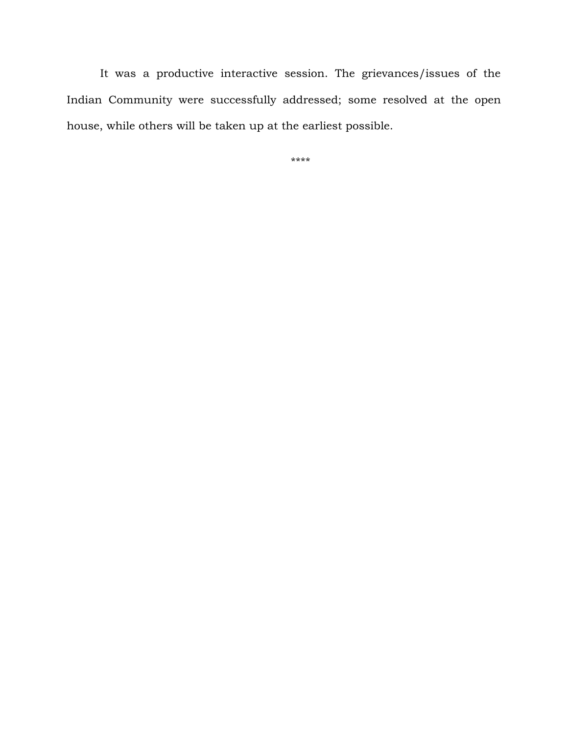It was a productive interactive session. The grievances/issues of the Indian Community were successfully addressed; some resolved at the open house, while others will be taken up at the earliest possible.

****